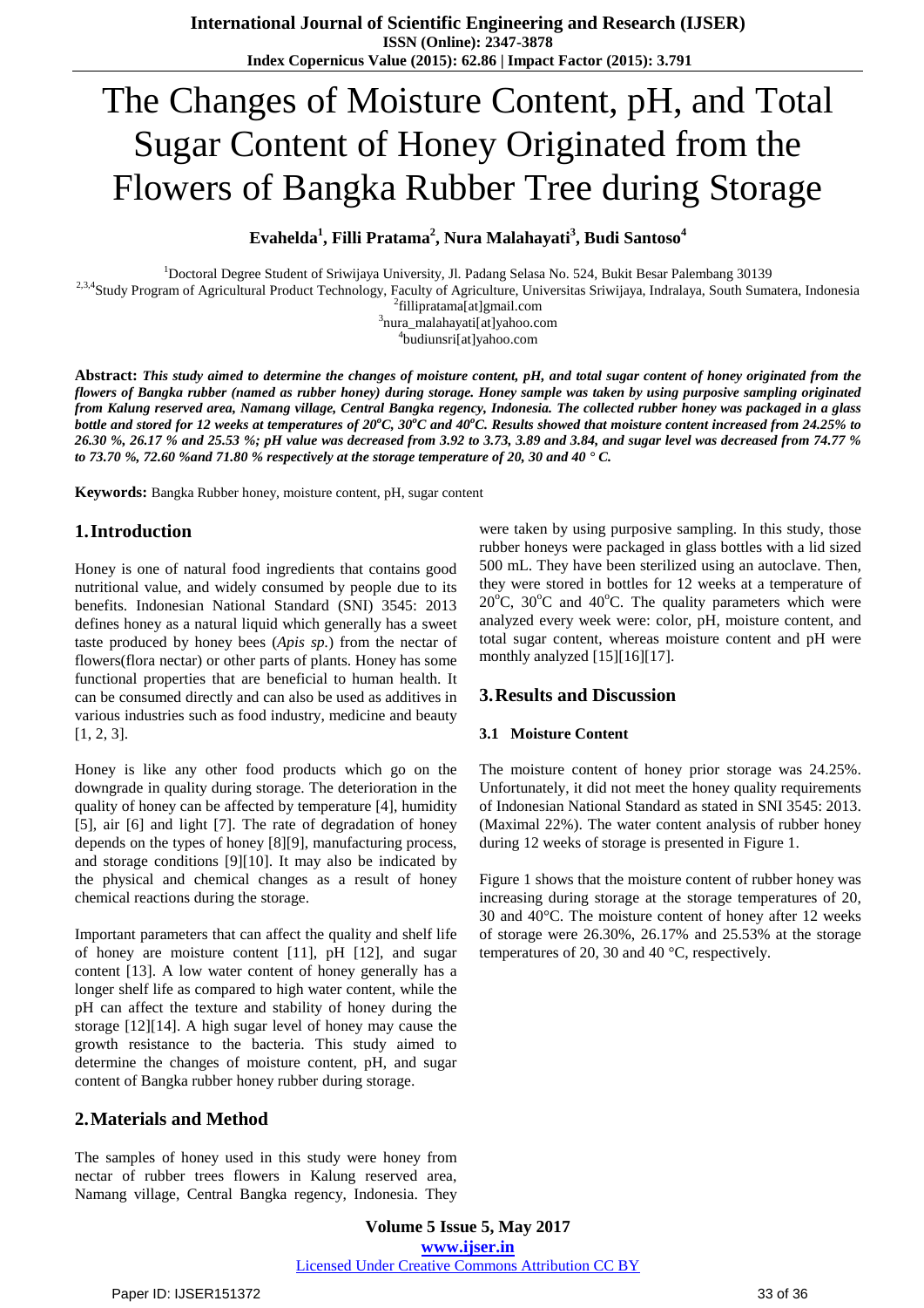# The Changes of Moisture Content, pH, and Total Sugar Content of Honey Originated from the Flowers of Bangka Rubber Tree during Storage

**Evahelda[1], Filli Pratama[2], Nura Malahayati[3], Budi Santoso[4]**

[1]Doctoral Degree Student of Sriwijaya University, Jl. Padang Selasa No. 524, Bukit Besar Palembang 30139

[2,3,4]Study Program of Agricultural Product Technology, Faculty of Agriculture, Universitas Sriwijaya, Indralaya, South Sumatera, Indonesia

[2]fillipratama[at]gmail.com

[3]nura_malahayati[at]yahoo.com

[4]budiunsri[at]yahoo.com

**Abstract:** ***This study aimed to determine the changes of moisture content, pH, and total sugar content of honey originated from the flowers of Bangka rubber (named as rubber honey) during storage. Honey sample was taken by using purposive sampling originated from Kalung reserved area, Namang village, Central Bangka regency, Indonesia. The collected rubber honey was packaged in a glass bottle and stored for 12 weeks at temperatures of 20°C, 30°C and 40°C. Results showed that moisture content increased from 24.25% to 26.30 %, 26.17 % and 25.53 %; pH value was decreased from 3.92 to 3.73, 3.89 and 3.84, and sugar level was decreased from 74.77 % to 73.70 %, 72.60 %and 71.80 % respectively at the storage temperature of 20, 30 and 40 ° C.***

**Keywords:** Bangka Rubber honey, moisture content, pH, sugar content

## 1. Introduction

Honey is one of natural food ingredients that contains good nutritional value, and widely consumed by people due to its benefits. Indonesian National Standard (SNI) 3545: 2013 defines honey as a natural liquid which generally has a sweet taste produced by honey bees (*Apis sp.*) from the nectar of flowers(flora nectar) or other parts of plants. Honey has some functional properties that are beneficial to human health. It can be consumed directly and can also be used as additives in various industries such as food industry, medicine and beauty [1, 2, 3].

Honey is like any other food products which go on the downgrade in quality during storage. The deterioration in the quality of honey can be affected by temperature [4], humidity [5], air [6] and light [7]. The rate of degradation of honey depends on the types of honey [8][9], manufacturing process, and storage conditions [9][10]. It may also be indicated by the physical and chemical changes as a result of honey chemical reactions during the storage.

Important parameters that can affect the quality and shelf life of honey are moisture content [11], pH [12], and sugar content [13]. A low water content of honey generally has a longer shelf life as compared to high water content, while the pH can affect the texture and stability of honey during the storage [12][14]. A high sugar level of honey may cause the growth resistance to the bacteria. This study aimed to determine the changes of moisture content, pH, and sugar content of Bangka rubber honey rubber during storage.

## 2. Materials and Method

The samples of honey used in this study were honey from nectar of rubber trees flowers in Kalung reserved area, Namang village, Central Bangka regency, Indonesia. They were taken by using purposive sampling. In this study, those rubber honeys were packaged in glass bottles with a lid sized 500 mL. They have been sterilized using an autoclave. Then, they were stored in bottles for 12 weeks at a temperature of 20°C, 30°C and 40°C. The quality parameters which were analyzed every week were: color, pH, moisture content, and total sugar content, whereas moisture content and pH were monthly analyzed [15][16][17].

## 3. Results and Discussion

### 3.1 Moisture Content

The moisture content of honey prior storage was 24.25%. Unfortunately, it did not meet the honey quality requirements of Indonesian National Standard as stated in SNI 3545: 2013. (Maximal 22%). The water content analysis of rubber honey during 12 weeks of storage is presented in Figure 1.

Figure 1 shows that the moisture content of rubber honey was increasing during storage at the storage temperatures of 20, 30 and 40°C. The moisture content of honey after 12 weeks of storage were 26.30%, 26.17% and 25.53% at the storage temperatures of 20, 30 and 40 °C, respectively.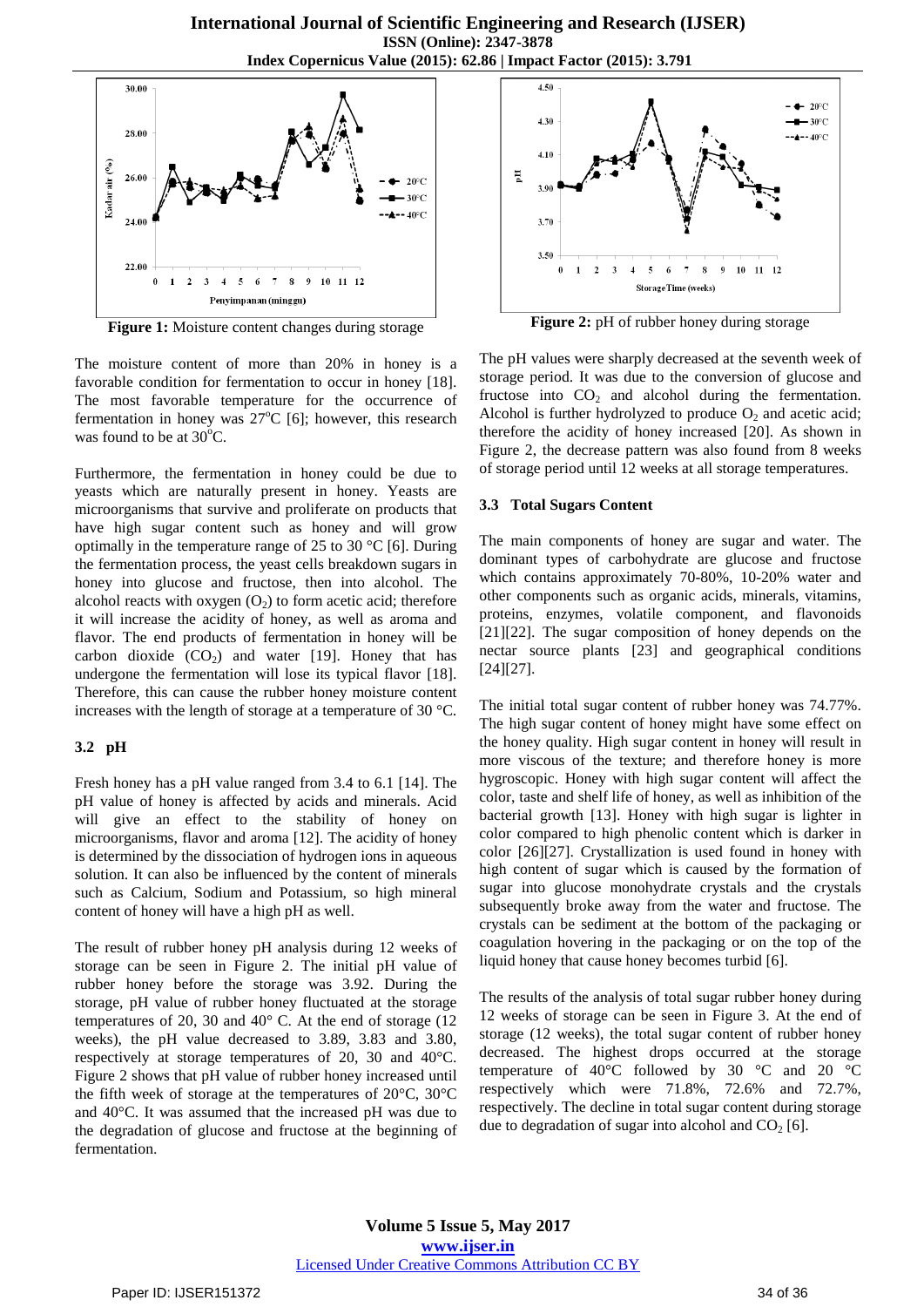**Figure 1:** Moisture content changes during storage

The moisture content of more than 20% in honey is a favorable condition for fermentation to occur in honey [18]. The most favorable temperature for the occurrence of fermentation in honey was 27°C [6]; however, this research was found to be at 30°C.

Furthermore, the fermentation in honey could be due to yeasts which are naturally present in honey. Yeasts are microorganisms that survive and proliferate on products that have high sugar content such as honey and will grow optimally in the temperature range of 25 to 30 °C [6]. During the fermentation process, the yeast cells breakdown sugars in honey into glucose and fructose, then into alcohol. The alcohol reacts with oxygen ($O_2$) to form acetic acid; therefore it will increase the acidity of honey, as well as aroma and flavor. The end products of fermentation in honey will be carbon dioxide ($CO_2$) and water [19]. Honey that has undergone the fermentation will lose its typical flavor [18]. Therefore, this can cause the rubber honey moisture content increases with the length of storage at a temperature of 30 °C.

### 3.2 pH

Fresh honey has a pH value ranged from 3.4 to 6.1 [14]. The pH value of honey is affected by acids and minerals. Acid will give an effect to the stability of honey on microorganisms, flavor and aroma [12]. The acidity of honey is determined by the dissociation of hydrogen ions in aqueous solution. It can also be influenced by the content of minerals such as Calcium, Sodium and Potassium, so high mineral content of honey will have a high pH as well.

The result of rubber honey pH analysis during 12 weeks of storage can be seen in Figure 2. The initial pH value of rubber honey before the storage was 3.92. During the storage, pH value of rubber honey fluctuated at the storage temperatures of 20, 30 and 40° C. At the end of storage (12 weeks), the pH value decreased to 3.89, 3.83 and 3.80, respectively at storage temperatures of 20, 30 and 40°C. Figure 2 shows that pH value of rubber honey increased until the fifth week of storage at the temperatures of 20°C, 30°C and 40°C. It was assumed that the increased pH was due to the degradation of glucose and fructose at the beginning of fermentation.

**Figure 2:** pH of rubber honey during storage

The pH values were sharply decreased at the seventh week of storage period. It was due to the conversion of glucose and fructose into $CO_2$ and alcohol during the fermentation. Alcohol is further hydrolyzed to produce $O_2$ and acetic acid; therefore the acidity of honey increased [20]. As shown in Figure 2, the decrease pattern was also found from 8 weeks of storage period until 12 weeks at all storage temperatures.

### 3.3 Total Sugars Content

The main components of honey are sugar and water. The dominant types of carbohydrate are glucose and fructose which contains approximately 70-80%, 10-20% water and other components such as organic acids, minerals, vitamins, proteins, enzymes, volatile component, and flavonoids [21][22]. The sugar composition of honey depends on the nectar source plants [23] and geographical conditions [24][27].

The initial total sugar content of rubber honey was 74.77%. The high sugar content of honey might have some effect on the honey quality. High sugar content in honey will result in more viscous of the texture; and therefore honey is more hygroscopic. Honey with high sugar content will affect the color, taste and shelf life of honey, as well as inhibition of the bacterial growth [13]. Honey with high sugar is lighter in color compared to high phenolic content which is darker in color [26][27]. Crystallization is used found in honey with high content of sugar which is caused by the formation of sugar into glucose monohydrate crystals and the crystals subsequently broke away from the water and fructose. The crystals can be sediment at the bottom of the packaging or coagulation hovering in the packaging or on the top of the liquid honey that cause honey becomes turbid [6].

The results of the analysis of total sugar rubber honey during 12 weeks of storage can be seen in Figure 3. At the end of storage (12 weeks), the total sugar content of rubber honey decreased. The highest drops occurred at the storage temperature of 40°C followed by 30 °C and 20 °C respectively which were 71.8%, 72.6% and 72.7%, respectively. The decline in total sugar content during storage due to degradation of sugar into alcohol and $CO_2$ [6].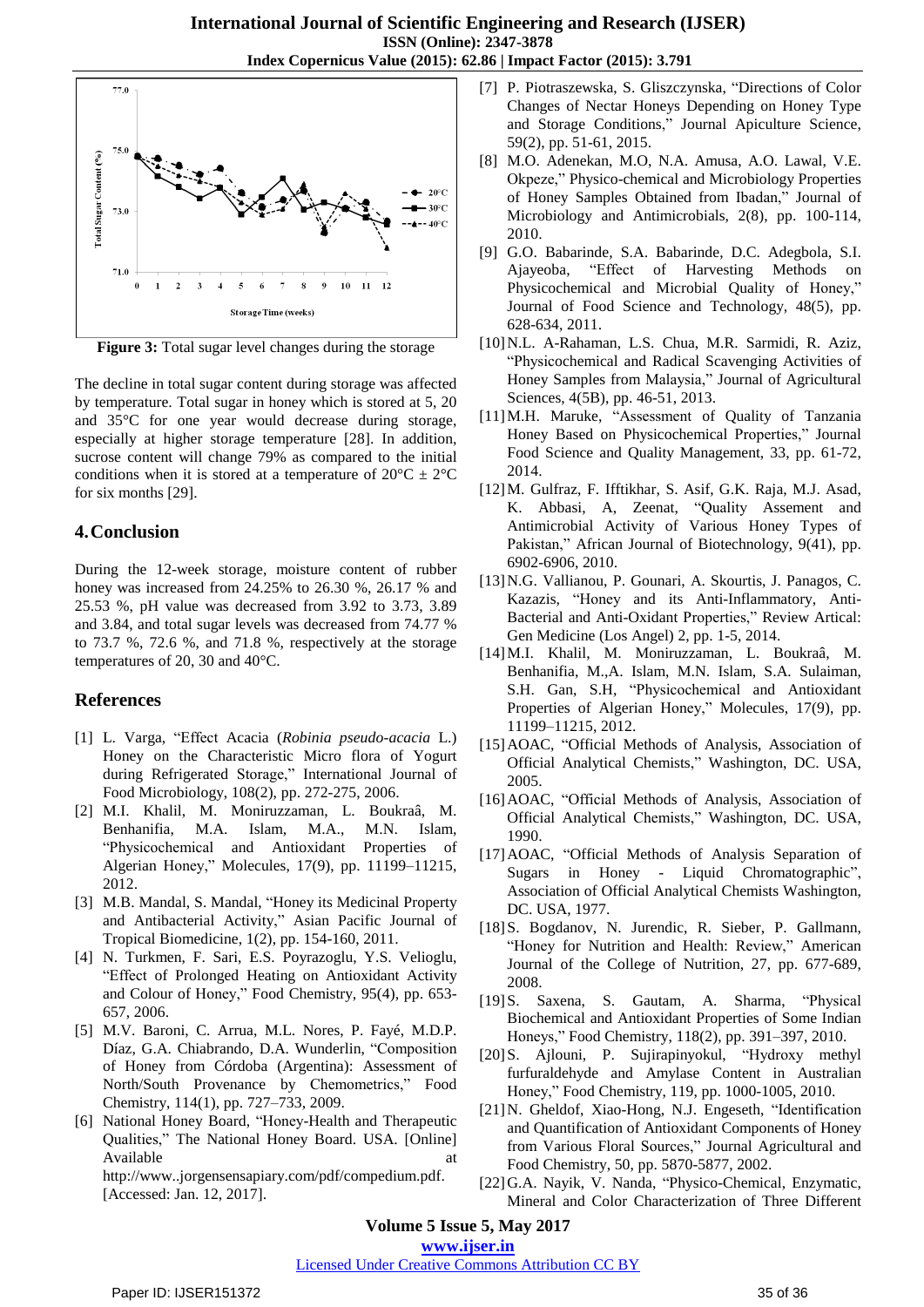**Figure 3:** Total sugar level changes during the storage

The decline in total sugar content during storage was affected by temperature. Total sugar in honey which is stored at 5, 20 and 35°C for one year would decrease during storage, especially at higher storage temperature [28]. In addition, sucrose content will change 79% as compared to the initial conditions when it is stored at a temperature of 20°C ± 2°C for six months [29].

## 4. Conclusion

During the 12-week storage, moisture content of rubber honey was increased from 24.25% to 26.30 %, 26.17 % and 25.53 %, pH value was decreased from 3.92 to 3.73, 3.89 and 3.84, and total sugar levels was decreased from 74.77 % to 73.7 %, 72.6 %, and 71.8 %, respectively at the storage temperatures of 20, 30 and 40°C.

## References

[1] L. Varga, "Effect Acacia (*Robinia pseudo-acacia* L.) Honey on the Characteristic Micro flora of Yogurt during Refrigerated Storage," International Journal of Food Microbiology, 108(2), pp. 272-275, 2006.

[2] M.I. Khalil, M. Moniruzzaman, L. Boukraâ, M. Benhanifia, M.A. Islam, M.A., M.N. Islam, "Physicochemical and Antioxidant Properties of Algerian Honey," Molecules, 17(9), pp. 11199–11215, 2012.

[3] M.B. Mandal, S. Mandal, "Honey its Medicinal Property and Antibacterial Activity," Asian Pacific Journal of Tropical Biomedicine, 1(2), pp. 154-160, 2011.

[4] N. Turkmen, F. Sari, E.S. Poyrazoglu, Y.S. Velioglu, "Effect of Prolonged Heating on Antioxidant Activity and Colour of Honey," Food Chemistry, 95(4), pp. 653-657, 2006.

[5] M.V. Baroni, C. Arrua, M.L. Nores, P. Fayé, M.D.P. Díaz, G.A. Chiabrando, D.A. Wunderlin, "Composition of Honey from Córdoba (Argentina): Assessment of North/South Provenance by Chemometrics," Food Chemistry, 114(1), pp. 727–733, 2009.

[6] National Honey Board, "Honey-Health and Therapeutic Qualities," The National Honey Board. USA. [Online] Available at http://www..jorgensensapiary.com/pdf/compedium.pdf. [Accessed: Jan. 12, 2017].

[7] P. Piotraszewska, S. Gliszczynska, "Directions of Color Changes of Nectar Honeys Depending on Honey Type and Storage Conditions," Journal Apiculture Science, 59(2), pp. 51-61, 2015.

[8] M.O. Adenekan, M.O, N.A. Amusa, A.O. Lawal, V.E. Okpeze," Physico-chemical and Microbiology Properties of Honey Samples Obtained from Ibadan," Journal of Microbiology and Antimicrobials, 2(8), pp. 100-114, 2010.

[9] G.O. Babarinde, S.A. Babarinde, D.C. Adegbola, S.I. Ajayeoba, "Effect of Harvesting Methods on Physicochemical and Microbial Quality of Honey," Journal of Food Science and Technology, 48(5), pp. 628-634, 2011.

[10] N.L. A-Rahaman, L.S. Chua, M.R. Sarmidi, R. Aziz, "Physicochemical and Radical Scavenging Activities of Honey Samples from Malaysia," Journal of Agricultural Sciences, 4(5B), pp. 46-51, 2013.

[11] M.H. Maruke, "Assessment of Quality of Tanzania Honey Based on Physicochemical Properties," Journal Food Science and Quality Management, 33, pp. 61-72, 2014.

[12] M. Gulfraz, F. Ifftikhar, S. Asif, G.K. Raja, M.J. Asad, K. Abbasi, A, Zeenat, "Quality Assement and Antimicrobial Activity of Various Honey Types of Pakistan," African Journal of Biotechnology, 9(41), pp. 6902-6906, 2010.

[13] N.G. Vallianou, P. Gounari, A. Skourtis, J. Panagos, C. Kazazis, "Honey and its Anti-Inflammatory, Anti-Bacterial and Anti-Oxidant Properties," Review Artical: Gen Medicine (Los Angel) 2, pp. 1-5, 2014.

[14] M.I. Khalil, M. Moniruzzaman, L. Boukraâ, M. Benhanifia, M.,A. Islam, M.N. Islam, S.A. Sulaiman, S.H. Gan, S.H, "Physicochemical and Antioxidant Properties of Algerian Honey," Molecules, 17(9), pp. 11199–11215, 2012.

[15] AOAC, "Official Methods of Analysis, Association of Official Analytical Chemists," Washington, DC. USA, 2005.

[16] AOAC, "Official Methods of Analysis, Association of Official Analytical Chemists," Washington, DC. USA, 1990.

[17] AOAC, "Official Methods of Analysis Separation of Sugars in Honey - Liquid Chromatographic", Association of Official Analytical Chemists Washington, DC. USA, 1977.

[18] S. Bogdanov, N. Jurendic, R. Sieber, P. Gallmann, "Honey for Nutrition and Health: Review," American Journal of the College of Nutrition, 27, pp. 677-689, 2008.

[19] S. Saxena, S. Gautam, A. Sharma, "Physical Biochemical and Antioxidant Properties of Some Indian Honeys," Food Chemistry, 118(2), pp. 391–397, 2010.

[20] S. Ajlouni, P. Sujirapinyokul, "Hydroxy methyl furfuraldehyde and Amylase Content in Australian Honey," Food Chemistry, 119, pp. 1000-1005, 2010.

[21] N. Gheldof, Xiao-Hong, N.J. Engeseth, "Identification and Quantification of Antioxidant Components of Honey from Various Floral Sources," Journal Agricultural and Food Chemistry, 50, pp. 5870-5877, 2002.

[22] G.A. Nayik, V. Nanda, "Physico-Chemical, Enzymatic, Mineral and Color Characterization of Three Different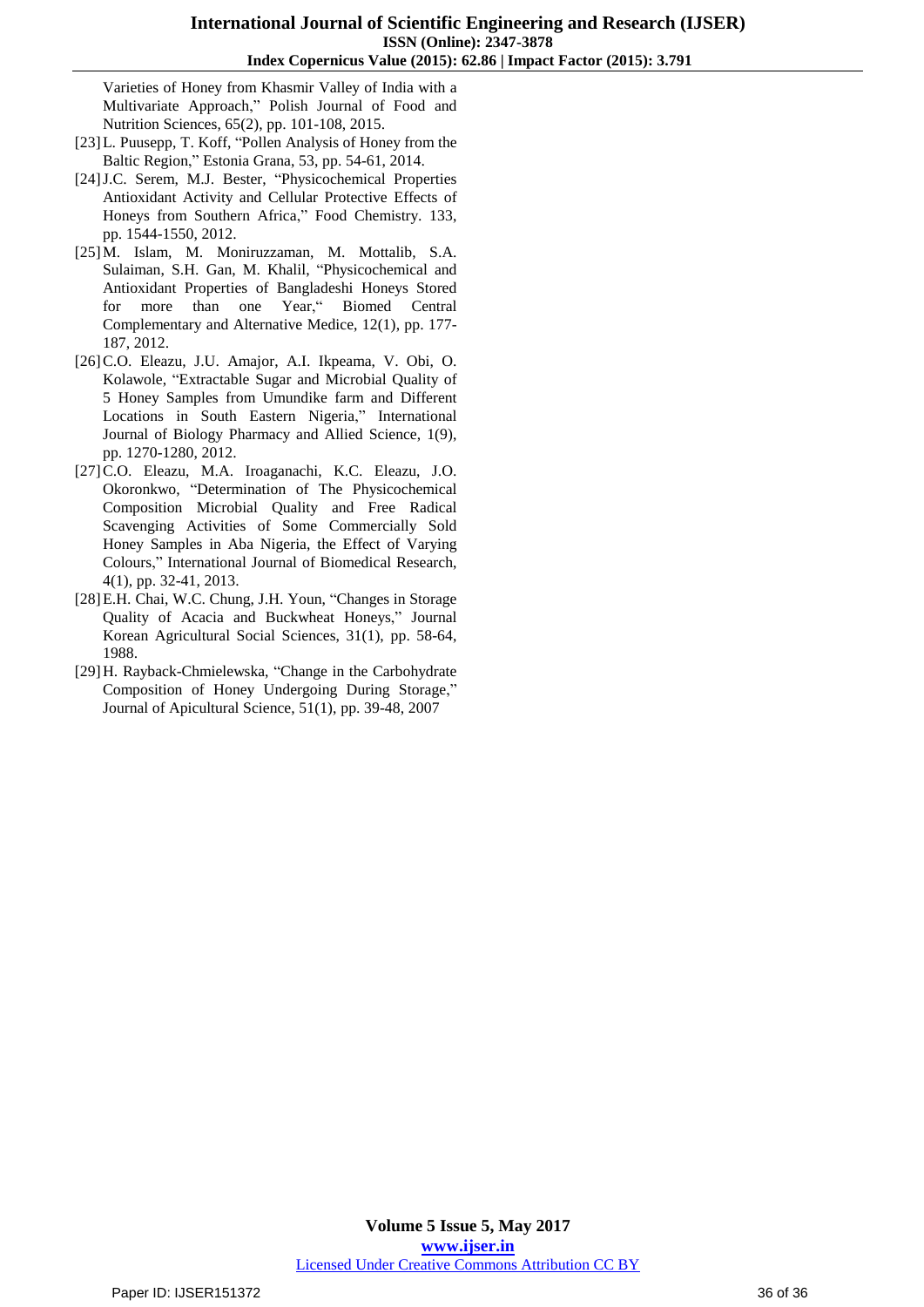Varieties of Honey from Khasmir Valley of India with a Multivariate Approach," Polish Journal of Food and Nutrition Sciences, 65(2), pp. 101-108, 2015.

[23] L. Puusepp, T. Koff, "Pollen Analysis of Honey from the Baltic Region," Estonia Grana, 53, pp. 54-61, 2014.

[24] J.C. Serem, M.J. Bester, "Physicochemical Properties Antioxidant Activity and Cellular Protective Effects of Honeys from Southern Africa," Food Chemistry. 133, pp. 1544-1550, 2012.

[25] M. Islam, M. Moniruzzaman, M. Mottalib, S.A. Sulaiman, S.H. Gan, M. Khalil, "Physicochemical and Antioxidant Properties of Bangladeshi Honeys Stored for more than one Year," Biomed Central Complementary and Alternative Medice, 12(1), pp. 177-187, 2012.

[26] C.O. Eleazu, J.U. Amajor, A.I. Ikpeama, V. Obi, O. Kolawole, "Extractable Sugar and Microbial Quality of 5 Honey Samples from Umundike farm and Different Locations in South Eastern Nigeria," International Journal of Biology Pharmacy and Allied Science, 1(9), pp. 1270-1280, 2012.

[27] C.O. Eleazu, M.A. Iroaganachi, K.C. Eleazu, J.O. Okoronkwo, "Determination of The Physicochemical Composition Microbial Quality and Free Radical Scavenging Activities of Some Commercially Sold Honey Samples in Aba Nigeria, the Effect of Varying Colours," International Journal of Biomedical Research, 4(1), pp. 32-41, 2013.

[28] E.H. Chai, W.C. Chung, J.H. Youn, "Changes in Storage Quality of Acacia and Buckwheat Honeys," Journal Korean Agricultural Social Sciences, 31(1), pp. 58-64, 1988.

[29] H. Rayback-Chmielewska, "Change in the Carbohydrate Composition of Honey Undergoing During Storage," Journal of Apicultural Science, 51(1), pp. 39-48, 2007